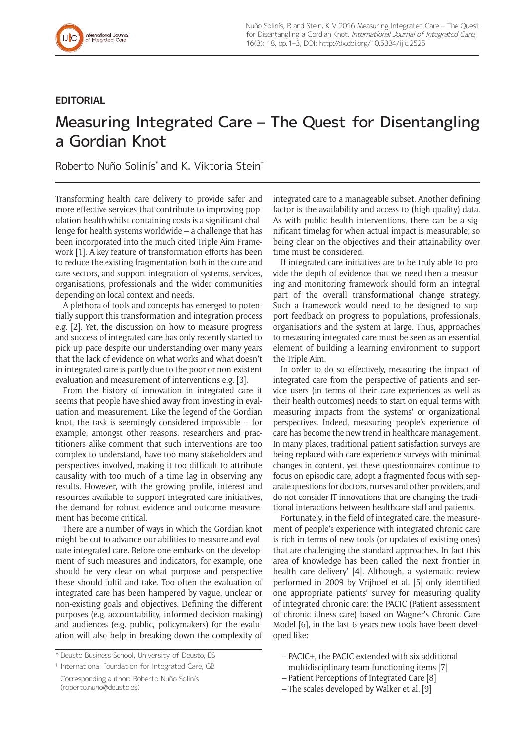EDITORIAL

# Measuring Integrated Care – The Quest for Disentangling a Gordian Knot

Roberto Nuño Solinís[*] and K. Viktoria Stein[†]

Transforming health care delivery to provide safer and more effective services that contribute to improving population health whilst containing costs is a significant challenge for health systems worldwide – a challenge that has been incorporated into the much cited Triple Aim Framework [1]. A key feature of transformation efforts has been to reduce the existing fragmentation both in the cure and care sectors, and support integration of systems, services, organisations, professionals and the wider communities depending on local context and needs.

A plethora of tools and concepts has emerged to potentially support this transformation and integration process e.g. [2]. Yet, the discussion on how to measure progress and success of integrated care has only recently started to pick up pace despite our understanding over many years that the lack of evidence on what works and what doesn't in integrated care is partly due to the poor or non-existent evaluation and measurement of interventions e.g. [3].

From the history of innovation in integrated care it seems that people have shied away from investing in evaluation and measurement. Like the legend of the Gordian knot, the task is seemingly considered impossible – for example, amongst other reasons, researchers and practitioners alike comment that such interventions are too complex to understand, have too many stakeholders and perspectives involved, making it too difficult to attribute causality with too much of a time lag in observing any results. However, with the growing profile, interest and resources available to support integrated care initiatives, the demand for robust evidence and outcome measurement has become critical.

There are a number of ways in which the Gordian knot might be cut to advance our abilities to measure and evaluate integrated care. Before one embarks on the development of such measures and indicators, for example, one should be very clear on what purpose and perspective these should fulfil and take. Too often the evaluation of integrated care has been hampered by vague, unclear or non-existing goals and objectives. Defining the different purposes (e.g. accountability, informed decision making) and audiences (e.g. public, policymakers) for the evaluation will also help in breaking down the complexity of integrated care to a manageable subset. Another defining factor is the availability and access to (high-quality) data. As with public health interventions, there can be a significant timelag for when actual impact is measurable; so being clear on the objectives and their attainability over time must be considered.

If integrated care initiatives are to be truly able to provide the depth of evidence that we need then a measuring and monitoring framework should form an integral part of the overall transformational change strategy. Such a framework would need to be designed to support feedback on progress to populations, professionals, organisations and the system at large. Thus, approaches to measuring integrated care must be seen as an essential element of building a learning environment to support the Triple Aim.

In order to do so effectively, measuring the impact of integrated care from the perspective of patients and service users (in terms of their care experiences as well as their health outcomes) needs to start on equal terms with measuring impacts from the systems' or organizational perspectives. Indeed, measuring people's experience of care has become the new trend in healthcare management. In many places, traditional patient satisfaction surveys are being replaced with care experience surveys with minimal changes in content, yet these questionnaires continue to focus on episodic care, adopt a fragmented focus with separate questions for doctors, nurses and other providers, and do not consider IT innovations that are changing the traditional interactions between healthcare staff and patients.

Fortunately, in the field of integrated care, the measurement of people's experience with integrated chronic care is rich in terms of new tools (or updates of existing ones) that are challenging the standard approaches. In fact this area of knowledge has been called the 'next frontier in health care delivery' [4]. Although, a systematic review performed in 2009 by Vrijhoef et al. [5] only identified one appropriate patients' survey for measuring quality of integrated chronic care: the PACIC (Patient assessment of chronic illness care) based on Wagner's Chronic Care Model [6], in the last 6 years new tools have been developed like:

- PACIC+, the PACIC extended with six additional multidisciplinary team functioning items [7]
- Patient Perceptions of Integrated Care [8]
- The scales developed by Walker et al. [9]

[*] Deusto Business School, University of Deusto, ES

[†] International Foundation for Integrated Care, GB

Corresponding author: Roberto Nuño Solinís (roberto.nuno@deusto.es)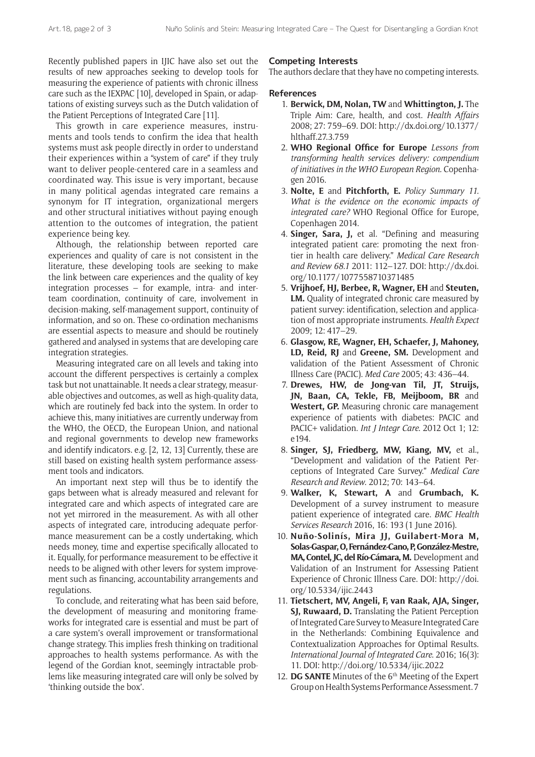Recently published papers in IJIC have also set out the results of new approaches seeking to develop tools for measuring the experience of patients with chronic illness care such as the IEXPAC [10], developed in Spain, or adaptations of existing surveys such as the Dutch validation of the Patient Perceptions of Integrated Care [11].

This growth in care experience measures, instruments and tools tends to confirm the idea that health systems must ask people directly in order to understand their experiences within a "system of care" if they truly want to deliver people-centered care in a seamless and coordinated way. This issue is very important, because in many political agendas integrated care remains a synonym for IT integration, organizational mergers and other structural initiatives without paying enough attention to the outcomes of integration, the patient experience being key.

Although, the relationship between reported care experiences and quality of care is not consistent in the literature, these developing tools are seeking to make the link between care experiences and the quality of key integration processes – for example, intra- and inter-team coordination, continuity of care, involvement in decision-making, self-management support, continuity of information, and so on. These co-ordination mechanisms are essential aspects to measure and should be routinely gathered and analysed in systems that are developing care integration strategies.

Measuring integrated care on all levels and taking into account the different perspectives is certainly a complex task but not unattainable. It needs a clear strategy, measurable objectives and outcomes, as well as high-quality data, which are routinely fed back into the system. In order to achieve this, many initiatives are currently underway from the WHO, the OECD, the European Union, and national and regional governments to develop new frameworks and identify indicators. e.g. [2, 12, 13] Currently, these are still based on existing health system performance assessment tools and indicators.

An important next step will thus be to identify the gaps between what is already measured and relevant for integrated care and which aspects of integrated care are not yet mirrored in the measurement. As with all other aspects of integrated care, introducing adequate performance measurement can be a costly undertaking, which needs money, time and expertise specifically allocated to it. Equally, for performance measurement to be effective it needs to be aligned with other levers for system improvement such as financing, accountability arrangements and regulations.

To conclude, and reiterating what has been said before, the development of measuring and monitoring frameworks for integrated care is essential and must be part of a care system's overall improvement or transformational change strategy. This implies fresh thinking on traditional approaches to health systems performance. As with the legend of the Gordian knot, seemingly intractable problems like measuring integrated care will only be solved by 'thinking outside the box'.

## Competing Interests

The authors declare that they have no competing interests.

## References

1. **Berwick, DM, Nolan, TW** and **Whittington, J.** The Triple Aim: Care, health, and cost. *Health Affairs* 2008; 27: 759–69. DOI: http://dx.doi.org/10.1377/hlthaff.27.3.759
2. **WHO Regional Office for Europe** *Lessons from transforming health services delivery: compendium of initiatives in the WHO European Region.* Copenhagen 2016.
3. **Nolte, E** and **Pitchforth, E.** *Policy Summary 11. What is the evidence on the economic impacts of integrated care?* WHO Regional Office for Europe, Copenhagen 2014.
4. **Singer, Sara, J,** et al. "Defining and measuring integrated patient care: promoting the next frontier in health care delivery." *Medical Care Research and Review 68.1* 2011: 112–127. DOI: http://dx.doi.org/10.1177/1077558710371485
5. **Vrijhoef, HJ, Berbee, R, Wagner, EH** and **Steuten, LM.** Quality of integrated chronic care measured by patient survey: identification, selection and application of most appropriate instruments. *Health Expect* 2009; 12: 417–29.
6. **Glasgow, RE, Wagner, EH, Schaefer, J, Mahoney, LD, Reid, RJ** and **Greene, SM.** Development and validation of the Patient Assessment of Chronic Illness Care (PACIC). *Med Care* 2005; 43: 436–44.
7. **Drewes, HW, de Jong-van Til, JT, Struijs, JN, Baan, CA, Tekle, FB, Meijboom, BR** and **Westert, GP.** Measuring chronic care management experience of patients with diabetes: PACIC and PACIC+ validation. *Int J Integr Care.* 2012 Oct 1; 12: e194.
8. **Singer, SJ, Friedberg, MW, Kiang, MV,** et al., "Development and validation of the Patient Perceptions of Integrated Care Survey." *Medical Care Research and Review.* 2012; 70: 143–64.
9. **Walker, K, Stewart, A** and **Grumbach, K.** Development of a survey instrument to measure patient experience of integrated care. *BMC Health Services Research* 2016, 16: 193 (1 June 2016).
10. **Nuño-Solinís, Mira JJ, Guilabert-Mora M, Solas-Gaspar, O, Fernández-Cano, P, González-Mestre, MA, Contel, JC, del Río-Cámara, M.** Development and Validation of an Instrument for Assessing Patient Experience of Chronic Illness Care. DOI: http://doi.org/10.5334/ijic.2443
11. **Tietschert, MV, Angeli, F, van Raak, AJA, Singer, SJ, Ruwaard, D.** Translating the Patient Perception of Integrated Care Survey to Measure Integrated Care in the Netherlands: Combining Equivalence and Contextualization Approaches for Optimal Results. *International Journal of Integrated Care.* 2016; 16(3): 11. DOI: http://doi.org/10.5334/ijic.2022
12. **DG SANTE** Minutes of the 6th Meeting of the Expert Group on Health Systems Performance Assessment. 7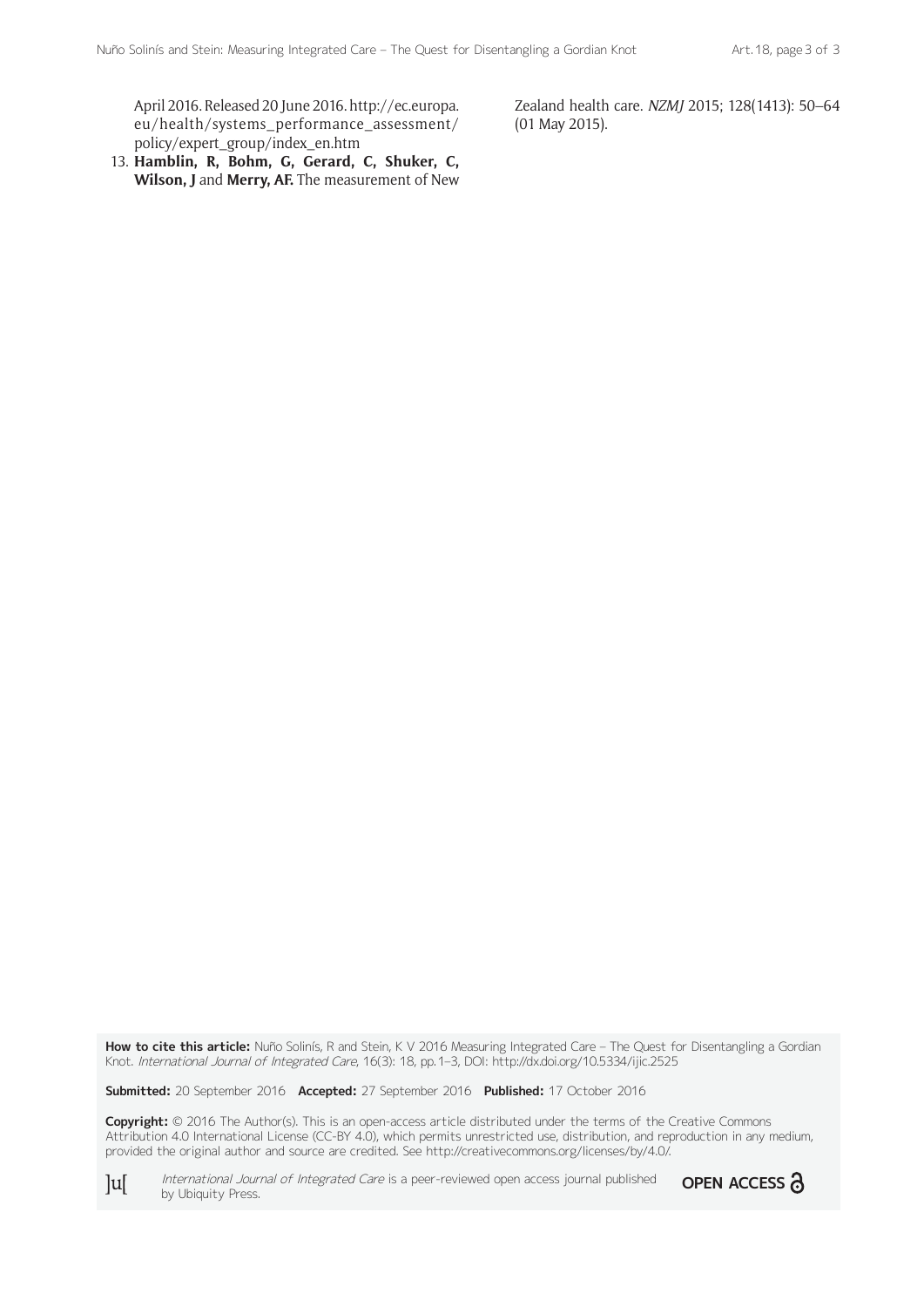April 2016. Released 20 June 2016. http://ec.europa.eu/health/systems_performance_assessment/policy/expert_group/index_en.htm

13. **Hamblin, R, Bohm, G, Gerard, C, Shuker, C, Wilson, J** and **Merry, AF.** The measurement of New Zealand health care. *NZMJ* 2015; 128(1413): 50–64 (01 May 2015).

**How to cite this article:** Nuño Solinís, R and Stein, K V 2016 Measuring Integrated Care – The Quest for Disentangling a Gordian Knot. *International Journal of Integrated Care*, 16(3): 18, pp. 1–3, DOI: http://dx.doi.org/10.5334/ijic.2525

**Submitted:** 20 September 2016 **Accepted:** 27 September 2016 **Published:** 17 October 2016

**Copyright:** © 2016 The Author(s). This is an open-access article distributed under the terms of the Creative Commons Attribution 4.0 International License (CC-BY 4.0), which permits unrestricted use, distribution, and reproduction in any medium, provided the original author and source are credited. See http://creativecommons.org/licenses/by/4.0/.

*International Journal of Integrated Care* is a peer-reviewed open access journal published by Ubiquity Press.

**OPEN ACCESS**